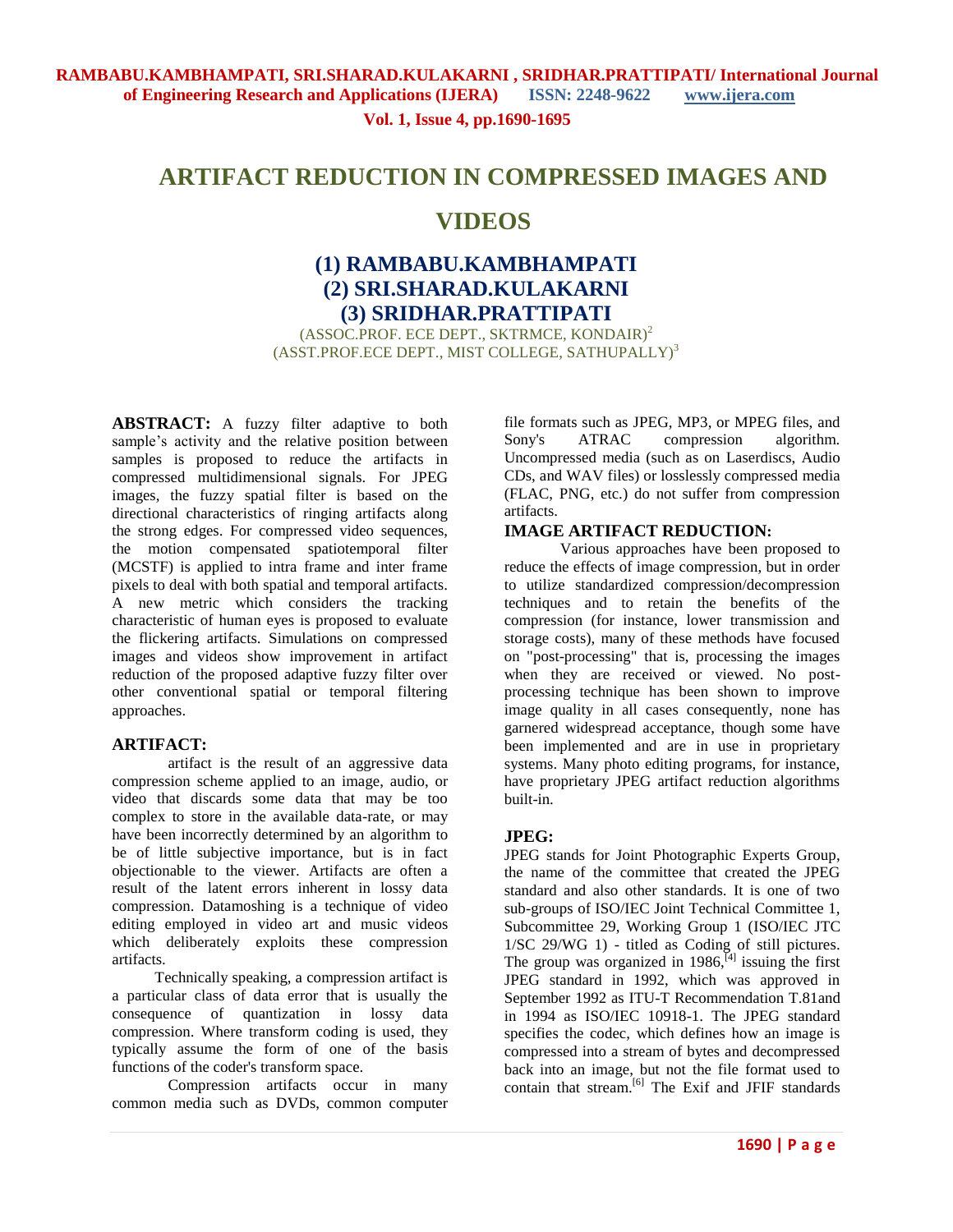# ARTIFACT REDUCTION IN COMPRESSED IMAGES AND VIDEOS

## (1) RAMBABU.KAMBHAMPATI
## (2) SRI.SHARAD.KULAKARNI
## (3) SRIDHAR.PRATTIPATI

(ASSOC.PROF. ECE DEPT., SKTRMCE, KONDAIR)[2]
(ASST.PROF.ECE DEPT., MIST COLLEGE, SATHUPALLY)[3]

**ABSTRACT:** A fuzzy filter adaptive to both sample's activity and the relative position between samples is proposed to reduce the artifacts in compressed multidimensional signals. For JPEG images, the fuzzy spatial filter is based on the directional characteristics of ringing artifacts along the strong edges. For compressed video sequences, the motion compensated spatiotemporal filter (MCSTF) is applied to intra frame and inter frame pixels to deal with both spatial and temporal artifacts. A new metric which considers the tracking characteristic of human eyes is proposed to evaluate the flickering artifacts. Simulations on compressed images and videos show improvement in artifact reduction of the proposed adaptive fuzzy filter over other conventional spatial or temporal filtering approaches.

### ARTIFACT:

artifact is the result of an aggressive data compression scheme applied to an image, audio, or video that discards some data that may be too complex to store in the available data-rate, or may have been incorrectly determined by an algorithm to be of little subjective importance, but is in fact objectionable to the viewer. Artifacts are often a result of the latent errors inherent in lossy data compression. Datamoshing is a technique of video editing employed in video art and music videos which deliberately exploits these compression artifacts.

Technically speaking, a compression artifact is a particular class of data error that is usually the consequence of quantization in lossy data compression. Where transform coding is used, they typically assume the form of one of the basis functions of the coder's transform space.

Compression artifacts occur in many common media such as DVDs, common computer file formats such as JPEG, MP3, or MPEG files, and Sony's ATRAC compression algorithm. Uncompressed media (such as on Laserdiscs, Audio CDs, and WAV files) or losslessly compressed media (FLAC, PNG, etc.) do not suffer from compression artifacts.

### IMAGE ARTIFACT REDUCTION:

Various approaches have been proposed to reduce the effects of image compression, but in order to utilize standardized compression/decompression techniques and to retain the benefits of the compression (for instance, lower transmission and storage costs), many of these methods have focused on "post-processing" that is, processing the images when they are received or viewed. No post-processing technique has been shown to improve image quality in all cases consequently, none has garnered widespread acceptance, though some have been implemented and are in use in proprietary systems. Many photo editing programs, for instance, have proprietary JPEG artifact reduction algorithms built-in.

### JPEG:

JPEG stands for Joint Photographic Experts Group, the name of the committee that created the JPEG standard and also other standards. It is one of two sub-groups of ISO/IEC Joint Technical Committee 1, Subcommittee 29, Working Group 1 (ISO/IEC JTC 1/SC 29/WG 1) - titled as Coding of still pictures. The group was organized in 1986,[4] issuing the first JPEG standard in 1992, which was approved in September 1992 as ITU-T Recommendation T.81and in 1994 as ISO/IEC 10918-1. The JPEG standard specifies the codec, which defines how an image is compressed into a stream of bytes and decompressed back into an image, but not the file format used to contain that stream.[6] The Exif and JFIF standards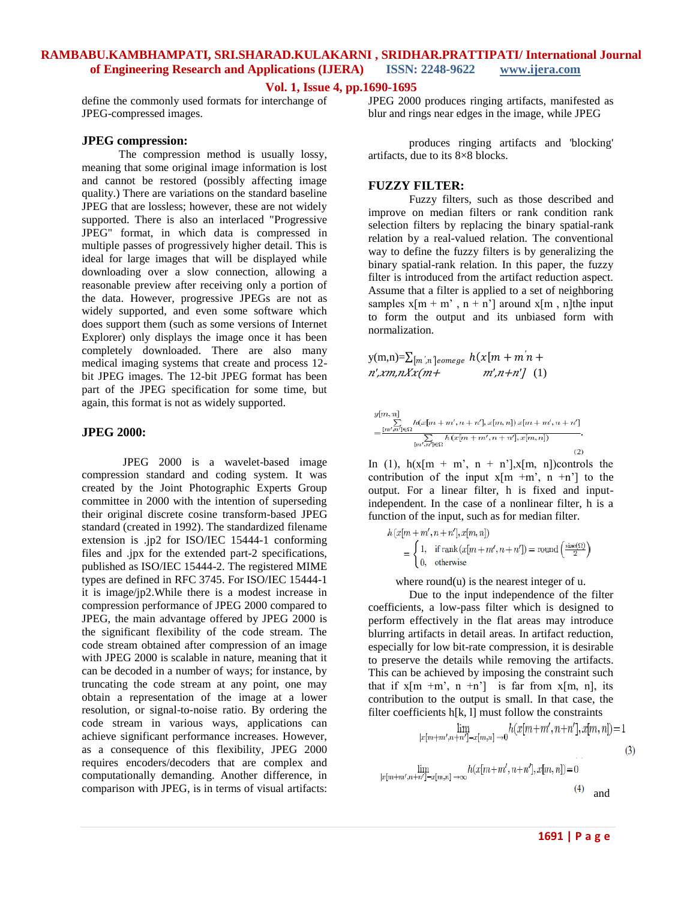define the commonly used formats for interchange of JPEG-compressed images.

## JPEG compression:

The compression method is usually lossy, meaning that some original image information is lost and cannot be restored (possibly affecting image quality.) There are variations on the standard baseline JPEG that are lossless; however, these are not widely supported. There is also an interlaced "Progressive JPEG" format, in which data is compressed in multiple passes of progressively higher detail. This is ideal for large images that will be displayed while downloading over a slow connection, allowing a reasonable preview after receiving only a portion of the data. However, progressive JPEGs are not as widely supported, and even some software which does support them (such as some versions of Internet Explorer) only displays the image once it has been completely downloaded. There are also many medical imaging systems that create and process 12-bit JPEG images. The 12-bit JPEG format has been part of the JPEG specification for some time, but again, this format is not as widely supported.

## JPEG 2000:

JPEG 2000 is a wavelet-based image compression standard and coding system. It was created by the Joint Photographic Experts Group committee in 2000 with the intention of superseding their original discrete cosine transform-based JPEG standard (created in 1992). The standardized filename extension is .jp2 for ISO/IEC 15444-1 conforming files and .jpx for the extended part-2 specifications, published as ISO/IEC 15444-2. The registered MIME types are defined in RFC 3745. For ISO/IEC 15444-1 it is image/jp2.While there is a modest increase in compression performance of JPEG 2000 compared to JPEG, the main advantage offered by JPEG 2000 is the significant flexibility of the code stream. The code stream obtained after compression of an image with JPEG 2000 is scalable in nature, meaning that it can be decoded in a number of ways; for instance, by truncating the code stream at any point, one may obtain a representation of the image at a lower resolution, or signal-to-noise ratio. By ordering the code stream in various ways, applications can achieve significant performance increases. However, as a consequence of this flexibility, JPEG 2000 requires encoders/decoders that are complex and computationally demanding. Another difference, in comparison with JPEG, is in terms of visual artifacts: JPEG 2000 produces ringing artifacts, manifested as blur and rings near edges in the image, while JPEG

produces ringing artifacts and 'blocking' artifacts, due to its 8×8 blocks.

## FUZZY FILTER:

Fuzzy filters, such as those described and improve on median filters or rank condition rank selection filters by replacing the binary spatial-rank relation by a real-valued relation. The conventional way to define the fuzzy filters is by generalizing the binary spatial-rank relation. In this paper, the fuzzy filter is introduced from the artifact reduction aspect. Assume that a filter is applied to a set of neighboring samples x[m + m' , n + n'] around x[m , n]the input to form the output and its unbiased form with normalization.

$$y(m,n)=\sum_{[m',n']eomege} h(x[m+m'n+n',xm,nXx(m+ \quad m',n+n'] \quad (1)$$

$$y[m,n] = \frac{\sum_{[m',n']\in\Omega} h(x[m+m',n+n'],x[m,n])\,x[m+m',n+n']}{\sum_{[m',n']\in\Omega} h(x[m+m',n+n'],x[m,n])} \quad (2)$$

In (1), h(x[m + m', n + n'],x[m, n])controls the contribution of the input x[m +m', n +n'] to the output. For a linear filter, h is fixed and input-independent. In the case of a nonlinear filter, h is a function of the input, such as for median filter.

$$h(x[m+m',n+n'],x[m,n]) = \begin{cases} 1, & \text{if rank}(x[m+m',n+n']) = \text{round}\left(\frac{\text{size}(\Omega)}{2}\right) \\ 0, & \text{otherwise} \end{cases}$$

where round(u) is the nearest integer of u.

Due to the input independence of the filter coefficients, a low-pass filter which is designed to perform effectively in the flat areas may introduce blurring artifacts in detail areas. In artifact reduction, especially for low bit-rate compression, it is desirable to preserve the details while removing the artifacts. This can be achieved by imposing the constraint such that if x[m +m', n +n'] is far from x[m, n], its contribution to the output is small. In that case, the filter coefficients h[k, l] must follow the constraints

$$\lim_{|x[m+m',n+n']-x[m,n]|\to 0} h(x[m+m',n+n'],x[m,n])=1 \quad (3)$$

$$\lim_{|x[m+m',n+n']-x[m,n]|\to \infty} h(x[m+m',n+n'],x[m,n])=0 \quad (4)$$

and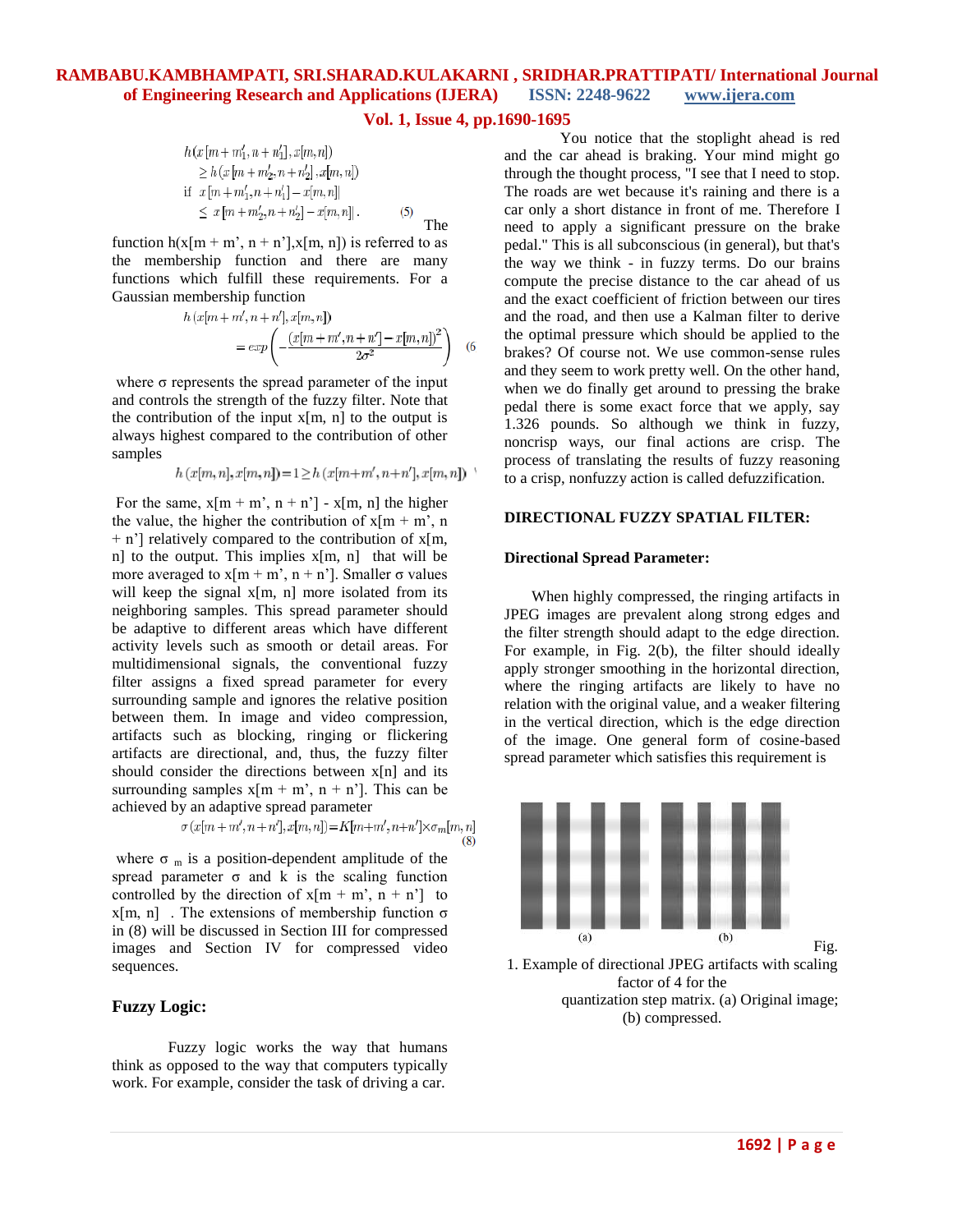$$h(x[m+m_1', n+n_1'], x[m,n]) \geq h(x[m+m_2', n+n_2'], x[m,n])$$
$$\text{if } |x[m+m_1', n+n_1'] - x[m,n]| \leq |x[m+m_2', n+n_2'] - x[m,n]|. \quad (5)$$

The function h(x[m + m', n + n'],x[m, n]) is referred to as the membership function and there are many functions which fulfill these requirements. For a Gaussian membership function

$$h(x[m+m', n+n'], x[m,n]) = exp\left(-\frac{(x[m+m', n+n'] - x[m,n])^2}{2\sigma^2}\right) \quad (6$$

where σ represents the spread parameter of the input and controls the strength of the fuzzy filter. Note that the contribution of the input x[m, n] to the output is always highest compared to the contribution of other samples

$$h(x[m,n], x[m,n]) = 1 \geq h(x[m+m', n+n'], x[m,n])$$

For the same, x[m + m', n + n'] - x[m, n] the higher the value, the higher the contribution of x[m + m', n + n'] relatively compared to the contribution of x[m, n] to the output. This implies x[m, n] that will be more averaged to x[m + m', n + n']. Smaller σ values will keep the signal x[m, n] more isolated from its neighboring samples. This spread parameter should be adaptive to different areas which have different activity levels such as smooth or detail areas. For multidimensional signals, the conventional fuzzy filter assigns a fixed spread parameter for every surrounding sample and ignores the relative position between them. In image and video compression, artifacts such as blocking, ringing or flickering artifacts are directional, and, thus, the fuzzy filter should consider the directions between x[n] and its surrounding samples x[m + m', n + n']. This can be achieved by an adaptive spread parameter

$$\sigma(x[m+m', n+n'], x[m,n]) = K[m+m', n+n'] \times \sigma_m[m,n] \quad (8)$$

where $\sigma_m$ is a position-dependent amplitude of the spread parameter σ and k is the scaling function controlled by the direction of x[m + m', n + n'] to x[m, n] . The extensions of membership function σ in (8) will be discussed in Section III for compressed images and Section IV for compressed video sequences.

## Fuzzy Logic:

Fuzzy logic works the way that humans think as opposed to the way that computers typically work. For example, consider the task of driving a car. You notice that the stoplight ahead is red and the car ahead is braking. Your mind might go through the thought process, "I see that I need to stop. The roads are wet because it's raining and there is a car only a short distance in front of me. Therefore I need to apply a significant pressure on the brake pedal." This is all subconscious (in general), but that's the way we think - in fuzzy terms. Do our brains compute the precise distance to the car ahead of us and the exact coefficient of friction between our tires and the road, and then use a Kalman filter to derive the optimal pressure which should be applied to the brakes? Of course not. We use common-sense rules and they seem to work pretty well. On the other hand, when we do finally get around to pressing the brake pedal there is some exact force that we apply, say 1.326 pounds. So although we think in fuzzy, noncrisp ways, our final actions are crisp. The process of translating the results of fuzzy reasoning to a crisp, nonfuzzy action is called defuzzification.

## DIRECTIONAL FUZZY SPATIAL FILTER:

### Directional Spread Parameter:

When highly compressed, the ringing artifacts in JPEG images are prevalent along strong edges and the filter strength should adapt to the edge direction. For example, in Fig. 2(b), the filter should ideally apply stronger smoothing in the horizontal direction, where the ringing artifacts are likely to have no relation with the original value, and a weaker filtering in the vertical direction, which is the edge direction of the image. One general form of cosine-based spread parameter which satisfies this requirement is

Fig. 1. Example of directional JPEG artifacts with scaling factor of 4 for the quantization step matrix. (a) Original image; (b) compressed.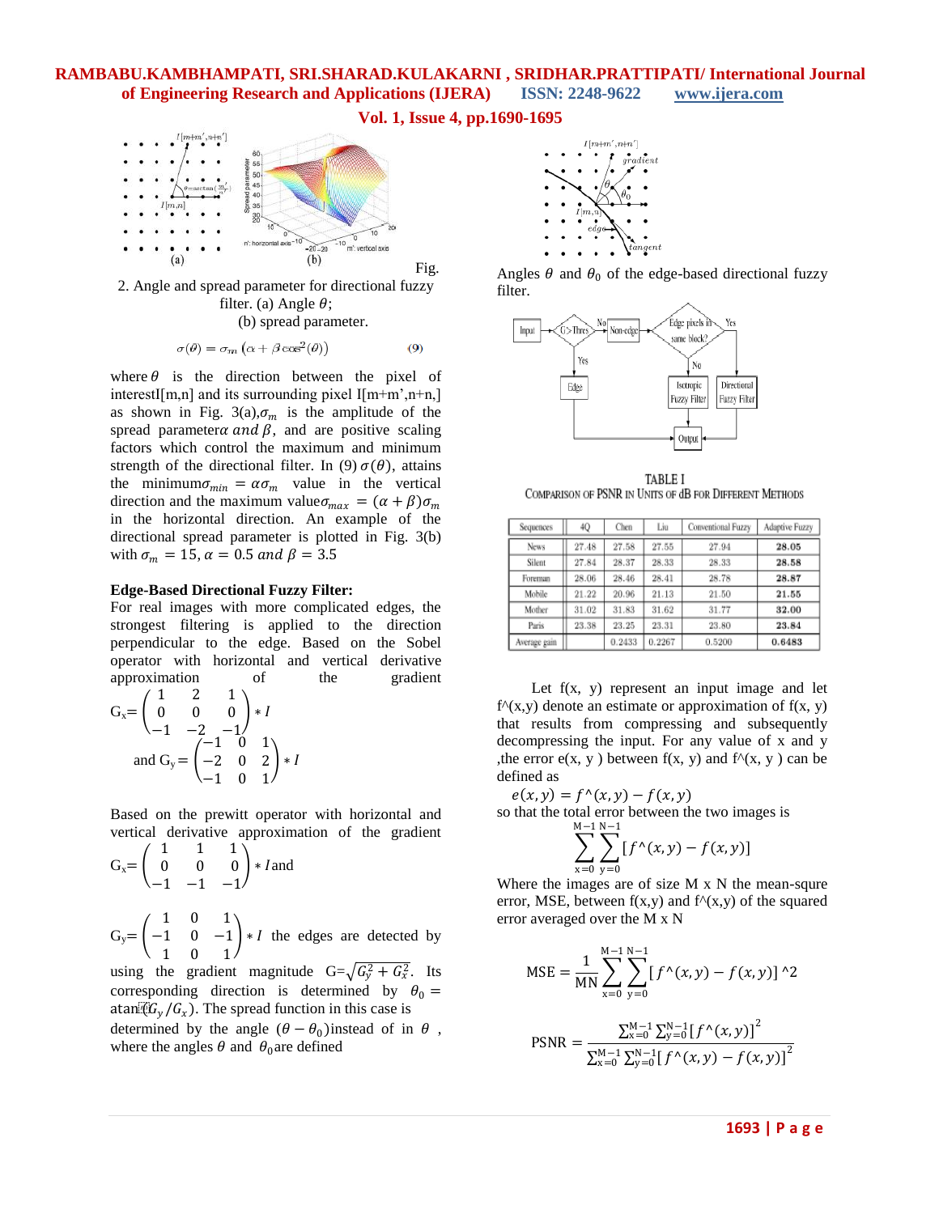Fig. 2. Angle and spread parameter for directional fuzzy filter. (a) Angle $\theta$; (b) spread parameter.

$$\sigma(\theta) = \sigma_m\left(\alpha + \beta\cos^2(\theta)\right) \qquad (9)$$

where $\theta$ is the direction between the pixel of interestI[m,n] and its surrounding pixel I[m+m',n+n'] as shown in Fig. 3(a),$\sigma_m$ is the amplitude of the spread parameter$\alpha$ *and* $\beta$, and are positive scaling factors which control the maximum and minimum strength of the directional filter. In (9) $\sigma(\theta)$, attains the minimum$\sigma_{min} = \alpha\sigma_m$ value in the vertical direction and the maximum value$\sigma_{max} = (\alpha+\beta)\sigma_m$ in the horizontal direction. An example of the directional spread parameter is plotted in Fig. 3(b) with $\sigma_m = 15, \alpha = 0.5$ *and* $\beta = 3.5$

**Edge-Based Directional Fuzzy Filter:**

For real images with more complicated edges, the strongest filtering is applied to the direction perpendicular to the edge. Based on the Sobel operator with horizontal and vertical derivative approximation of the gradient

$$G_x = \begin{pmatrix} 1 & 2 & 1 \\ 0 & 0 & 0 \\ -1 & -2 & -1 \end{pmatrix} * I \quad \text{and } G_y = \begin{pmatrix} -1 & 0 & 1 \\ -2 & 0 & 2 \\ -1 & 0 & 1 \end{pmatrix} * I$$

Based on the prewitt operator with horizontal and vertical derivative approximation of the gradient

$$G_x = \begin{pmatrix} 1 & 1 & 1 \\ 0 & 0 & 0 \\ -1 & -1 & -1 \end{pmatrix} * I \text{and}$$

$G_y = \begin{pmatrix} 1 & 0 & 1 \\ -1 & 0 & -1 \\ 1 & 0 & 1 \end{pmatrix} * I$ the edges are detected by using the gradient magnitude $G=\sqrt{G_y^2 + G_x^2}$. Its corresponding direction is determined by $\theta_0 = \text{atan}(G_y/G_x)$. The spread function in this case is determined by the angle $(\theta - \theta_0)$instead of in $\theta$ , where the angles $\theta$ and $\theta_0$are defined

Angles $\theta$ and $\theta_0$ of the edge-based directional fuzzy filter.

TABLE I
COMPARISON OF PSNR IN UNITS OF dB FOR DIFFERENT METHODS

| Sequences | 4Q | Chen | Liu | Conventional Fuzzy | Adaptive Fuzzy |
|---|---|---|---|---|---|
| News | 27.48 | 27.58 | 27.55 | 27.94 | **28.05** |
| Silent | 27.84 | 28.37 | 28.33 | 28.33 | **28.58** |
| Foreman | 28.06 | 28.46 | 28.41 | 28.78 | **28.87** |
| Mobile | 21.22 | 20.96 | 21.13 | 21.50 | **21.55** |
| Mother | 31.02 | 31.83 | 31.62 | 31.77 | **32.00** |
| Paris | 23.38 | 23.25 | 23.31 | 23.80 | **23.84** |
| Average gain | | 0.2433 | 0.2267 | 0.5200 | **0.6483** |

Let f(x, y) represent an input image and let f^(x,y) denote an estimate or approximation of f(x, y) that results from compressing and subsequently decompressing the input. For any value of x and y ,the error e(x, y ) between f(x, y) and f^(x, y ) can be defined as

$$e(x,y) = f\hat{}(x,y) - f(x,y)$$

so that the total error between the two images is

$$\sum_{x=0}^{M-1}\sum_{y=0}^{N-1}[f\hat{}(x,y) - f(x,y)]$$

Where the images are of size M x N the mean-squre error, MSE, between f(x,y) and f^(x,y) of the squared error averaged over the M x N

$$\text{MSE} = \frac{1}{\text{MN}}\sum_{x=0}^{M-1}\sum_{y=0}^{N-1}[f\hat{}(x,y) - f(x,y)]\hat{}2$$

$$\text{PSNR} = \frac{\sum_{x=0}^{M-1}\sum_{y=0}^{N-1}[f\hat{}(x,y)]^2}{\sum_{x=0}^{M-1}\sum_{y=0}^{N-1}[f\hat{}(x,y) - f(x,y)]^2}$$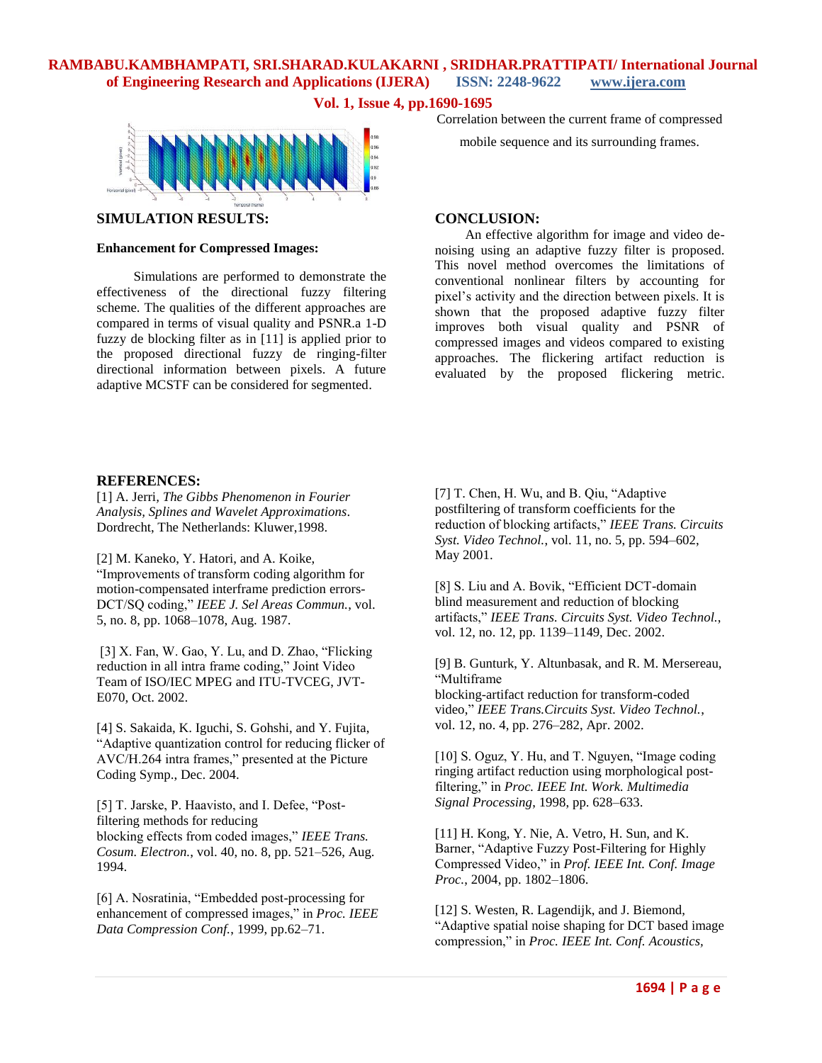Correlation between the current frame of compressed mobile sequence and its surrounding frames.

## SIMULATION RESULTS:

### Enhancement for Compressed Images:

Simulations are performed to demonstrate the effectiveness of the directional fuzzy filtering scheme. The qualities of the different approaches are compared in terms of visual quality and PSNR.a 1-D fuzzy de blocking filter as in [11] is applied prior to the proposed directional fuzzy de ringing-filter directional information between pixels. A future adaptive MCSTF can be considered for segmented.

## CONCLUSION:

An effective algorithm for image and video de-noising using an adaptive fuzzy filter is proposed. This novel method overcomes the limitations of conventional nonlinear filters by accounting for pixel's activity and the direction between pixels. It is shown that the proposed adaptive fuzzy filter improves both visual quality and PSNR of compressed images and videos compared to existing approaches. The flickering artifact reduction is evaluated by the proposed flickering metric.

## REFERENCES:

[1] A. Jerri, *The Gibbs Phenomenon in Fourier Analysis, Splines and Wavelet Approximations*. Dordrecht, The Netherlands: Kluwer,1998.

[2] M. Kaneko, Y. Hatori, and A. Koike, "Improvements of transform coding algorithm for motion-compensated interframe prediction errors-DCT/SQ coding," *IEEE J. Sel Areas Commun.*, vol. 5, no. 8, pp. 1068–1078, Aug. 1987.

[3] X. Fan, W. Gao, Y. Lu, and D. Zhao, "Flicking reduction in all intra frame coding," Joint Video Team of ISO/IEC MPEG and ITU-TVCEG, JVT-E070, Oct. 2002.

[4] S. Sakaida, K. Iguchi, S. Gohshi, and Y. Fujita, "Adaptive quantization control for reducing flicker of AVC/H.264 intra frames," presented at the Picture Coding Symp., Dec. 2004.

[5] T. Jarske, P. Haavisto, and I. Defee, "Post-filtering methods for reducing blocking effects from coded images," *IEEE Trans. Cosum. Electron.*, vol. 40, no. 8, pp. 521–526, Aug. 1994.

[6] A. Nosratinia, "Embedded post-processing for enhancement of compressed images," in *Proc. IEEE Data Compression Conf.*, 1999, pp.62–71.

[7] T. Chen, H. Wu, and B. Qiu, "Adaptive postfiltering of transform coefficients for the reduction of blocking artifacts," *IEEE Trans. Circuits Syst. Video Technol.*, vol. 11, no. 5, pp. 594–602, May 2001.

[8] S. Liu and A. Bovik, "Efficient DCT-domain blind measurement and reduction of blocking artifacts," *IEEE Trans. Circuits Syst. Video Technol.*, vol. 12, no. 12, pp. 1139–1149, Dec. 2002.

[9] B. Gunturk, Y. Altunbasak, and R. M. Mersereau, "Multiframe blocking-artifact reduction for transform-coded video," *IEEE Trans.Circuits Syst. Video Technol.*, vol. 12, no. 4, pp. 276–282, Apr. 2002.

[10] S. Oguz, Y. Hu, and T. Nguyen, "Image coding ringing artifact reduction using morphological post-filtering," in *Proc. IEEE Int. Work. Multimedia Signal Processing*, 1998, pp. 628–633.

[11] H. Kong, Y. Nie, A. Vetro, H. Sun, and K. Barner, "Adaptive Fuzzy Post-Filtering for Highly Compressed Video," in *Prof. IEEE Int. Conf. Image Proc.*, 2004, pp. 1802–1806.

[12] S. Westen, R. Lagendijk, and J. Biemond, "Adaptive spatial noise shaping for DCT based image compression," in *Proc. IEEE Int. Conf. Acoustics,*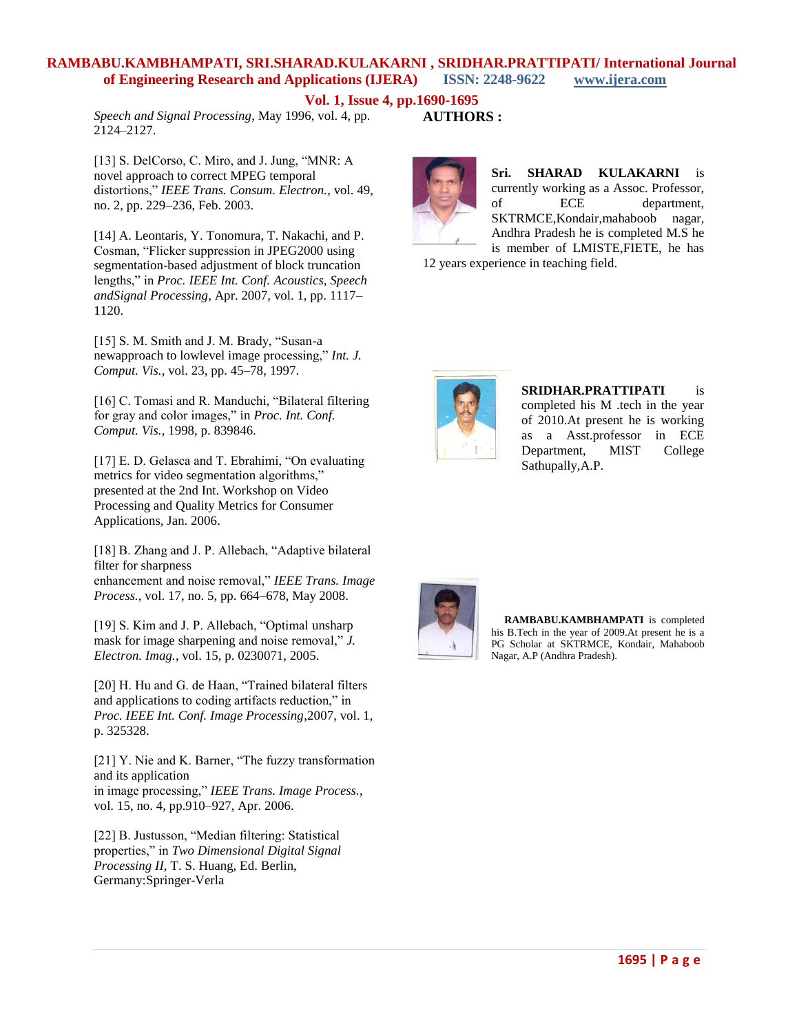*Speech and Signal Processing*, May 1996, vol. 4, pp. 2124–2127.

[13] S. DelCorso, C. Miro, and J. Jung, "MNR: A novel approach to correct MPEG temporal distortions," *IEEE Trans. Consum. Electron.*, vol. 49, no. 2, pp. 229–236, Feb. 2003.

[14] A. Leontaris, Y. Tonomura, T. Nakachi, and P. Cosman, "Flicker suppression in JPEG2000 using segmentation-based adjustment of block truncation lengths," in *Proc. IEEE Int. Conf. Acoustics, Speech andSignal Processing*, Apr. 2007, vol. 1, pp. 1117–1120.

[15] S. M. Smith and J. M. Brady, "Susan-a newapproach to lowlevel image processing," *Int. J. Comput. Vis.*, vol. 23, pp. 45–78, 1997.

[16] C. Tomasi and R. Manduchi, "Bilateral filtering for gray and color images," in *Proc. Int. Conf. Comput. Vis.*, 1998, p. 839846.

[17] E. D. Gelasca and T. Ebrahimi, "On evaluating metrics for video segmentation algorithms," presented at the 2nd Int. Workshop on Video Processing and Quality Metrics for Consumer Applications, Jan. 2006.

[18] B. Zhang and J. P. Allebach, "Adaptive bilateral filter for sharpness enhancement and noise removal," *IEEE Trans. Image Process.*, vol. 17, no. 5, pp. 664–678, May 2008.

[19] S. Kim and J. P. Allebach, "Optimal unsharp mask for image sharpening and noise removal," *J. Electron. Imag.*, vol. 15, p. 0230071, 2005.

[20] H. Hu and G. de Haan, "Trained bilateral filters and applications to coding artifacts reduction," in *Proc. IEEE Int. Conf. Image Processing*,2007, vol. 1, p. 325328.

[21] Y. Nie and K. Barner, "The fuzzy transformation and its application in image processing," *IEEE Trans. Image Process.*, vol. 15, no. 4, pp.910–927, Apr. 2006.

[22] B. Justusson, "Median filtering: Statistical properties," in *Two Dimensional Digital Signal Processing II*, T. S. Huang, Ed. Berlin, Germany:Springer-Verla

## AUTHORS :

**Sri. SHARAD KULAKARNI** is currently working as a Assoc. Professor, of ECE department, SKTRMCE,Kondair,mahaboob nagar, Andhra Pradesh he is completed M.S he is member of LMISTE,FIETE, he has 12 years experience in teaching field.

**SRIDHAR.PRATTIPATI** is completed his M .tech in the year of 2010.At present he is working as a Asst.professor in ECE Department, MIST College Sathupally,A.P.

**RAMBABU.KAMBHAMPATI** is completed his B.Tech in the year of 2009.At present he is a PG Scholar at SKTRMCE, Kondair, Mahaboob Nagar, A.P (Andhra Pradesh).